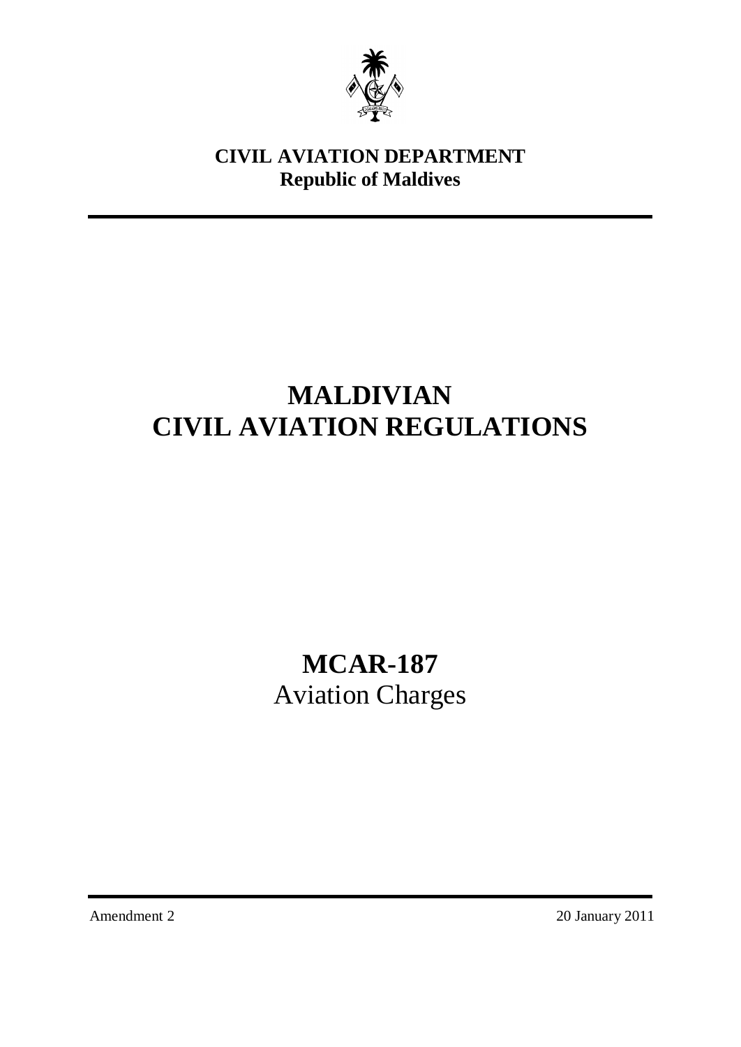**CIVIL AVIATION DEPARTMENT**
**Republic of Maldives**

# MALDIVIAN CIVIL AVIATION REGULATIONS

## MCAR-187
Aviation Charges

Amendment 2 20 January 2011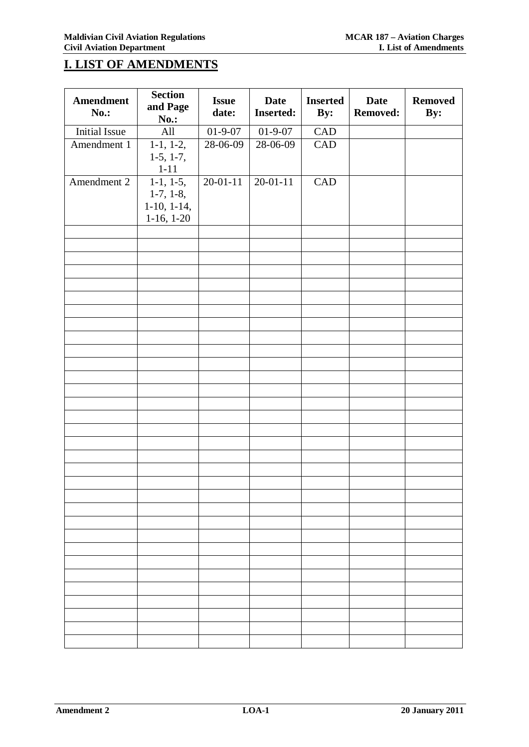# I. LIST OF AMENDMENTS

| Amendment No.: | Section and Page No.: | Issue date: | Date Inserted: | Inserted By: | Date Removed: | Removed By: |
|---|---|---|---|---|---|---|
| Initial Issue | All | 01-9-07 | 01-9-07 | CAD | | |
| Amendment 1 | 1-1, 1-2, 1-5, 1-7, 1-11 | 28-06-09 | 28-06-09 | CAD | | |
| Amendment 2 | 1-1, 1-5, 1-7, 1-8, 1-10, 1-14, 1-16, 1-20 | 20-01-11 | 20-01-11 | CAD | | |
| | | | | | | |
| | | | | | | |
| | | | | | | |
| | | | | | | |
| | | | | | | |
| | | | | | | |
| | | | | | | |
| | | | | | | |
| | | | | | | |
| | | | | | | |
| | | | | | | |
| | | | | | | |
| | | | | | | |
| | | | | | | |
| | | | | | | |
| | | | | | | |
| | | | | | | |
| | | | | | | |
| | | | | | | |
| | | | | | | |
| | | | | | | |
| | | | | | | |
| | | | | | | |
| | | | | | | |
| | | | | | | |
| | | | | | | |
| | | | | | | |
| | | | | | | |
| | | | | | | |
| | | | | | | |
| | | | | | | |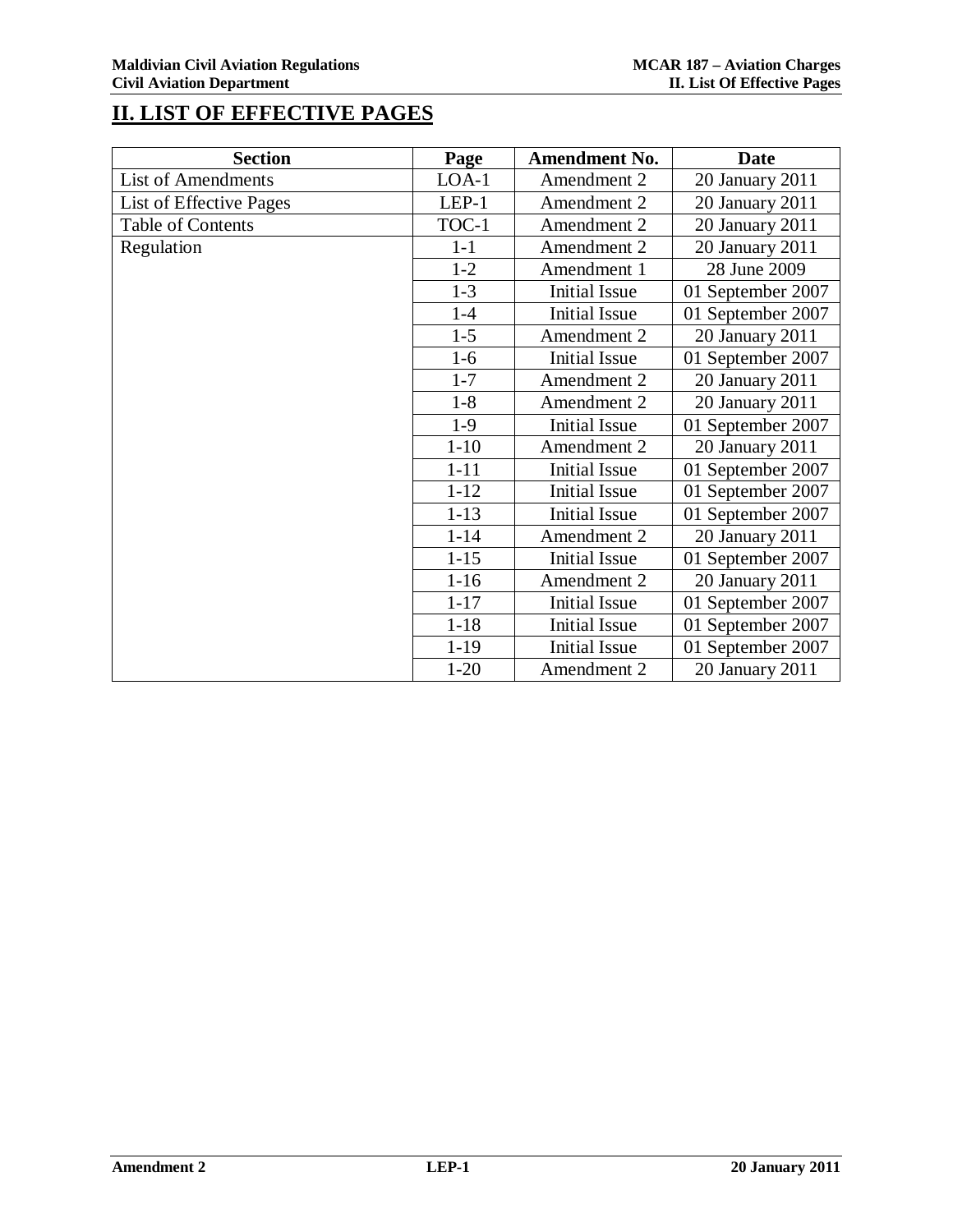# II. LIST OF EFFECTIVE PAGES

| Section | Page | Amendment No. | Date |
|---|---|---|---|
| List of Amendments | LOA-1 | Amendment 2 | 20 January 2011 |
| List of Effective Pages | LEP-1 | Amendment 2 | 20 January 2011 |
| Table of Contents | TOC-1 | Amendment 2 | 20 January 2011 |
| Regulation | 1-1 | Amendment 2 | 20 January 2011 |
| | 1-2 | Amendment 1 | 28 June 2009 |
| | 1-3 | Initial Issue | 01 September 2007 |
| | 1-4 | Initial Issue | 01 September 2007 |
| | 1-5 | Amendment 2 | 20 January 2011 |
| | 1-6 | Initial Issue | 01 September 2007 |
| | 1-7 | Amendment 2 | 20 January 2011 |
| | 1-8 | Amendment 2 | 20 January 2011 |
| | 1-9 | Initial Issue | 01 September 2007 |
| | 1-10 | Amendment 2 | 20 January 2011 |
| | 1-11 | Initial Issue | 01 September 2007 |
| | 1-12 | Initial Issue | 01 September 2007 |
| | 1-13 | Initial Issue | 01 September 2007 |
| | 1-14 | Amendment 2 | 20 January 2011 |
| | 1-15 | Initial Issue | 01 September 2007 |
| | 1-16 | Amendment 2 | 20 January 2011 |
| | 1-17 | Initial Issue | 01 September 2007 |
| | 1-18 | Initial Issue | 01 September 2007 |
| | 1-19 | Initial Issue | 01 September 2007 |
| | 1-20 | Amendment 2 | 20 January 2011 |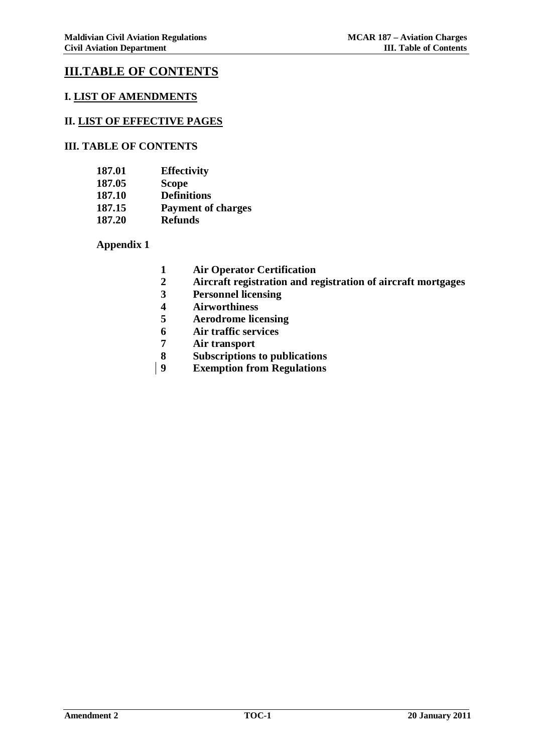# III.TABLE OF CONTENTS

## I. LIST OF AMENDMENTS

## II. LIST OF EFFECTIVE PAGES

## III. TABLE OF CONTENTS

**187.01 Effectivity**
**187.05 Scope**
**187.10 Definitions**
**187.15 Payment of charges**
**187.20 Refunds**

**Appendix 1**

1. **Air Operator Certification**
2. **Aircraft registration and registration of aircraft mortgages**
3. **Personnel licensing**
4. **Airworthiness**
5. **Aerodrome licensing**
6. **Air traffic services**
7. **Air transport**
8. **Subscriptions to publications**
9. **Exemption from Regulations**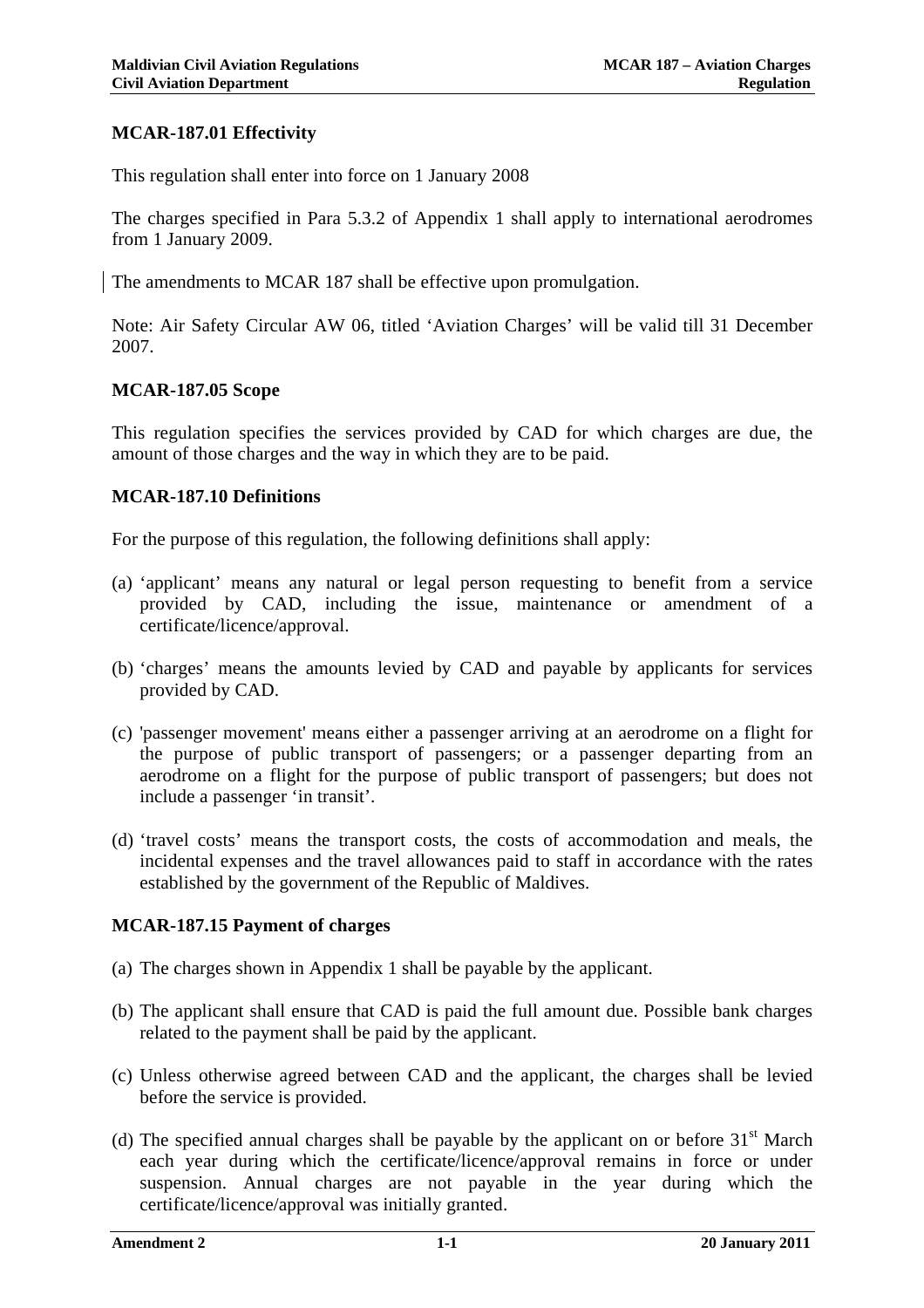## MCAR-187.01 Effectivity

This regulation shall enter into force on 1 January 2008

The charges specified in Para 5.3.2 of Appendix 1 shall apply to international aerodromes from 1 January 2009.

The amendments to MCAR 187 shall be effective upon promulgation.

Note: Air Safety Circular AW 06, titled 'Aviation Charges' will be valid till 31 December 2007.

## MCAR-187.05 Scope

This regulation specifies the services provided by CAD for which charges are due, the amount of those charges and the way in which they are to be paid.

## MCAR-187.10 Definitions

For the purpose of this regulation, the following definitions shall apply:

(a) 'applicant' means any natural or legal person requesting to benefit from a service provided by CAD, including the issue, maintenance or amendment of a certificate/licence/approval.

(b) 'charges' means the amounts levied by CAD and payable by applicants for services provided by CAD.

(c) 'passenger movement' means either a passenger arriving at an aerodrome on a flight for the purpose of public transport of passengers; or a passenger departing from an aerodrome on a flight for the purpose of public transport of passengers; but does not include a passenger 'in transit'.

(d) 'travel costs' means the transport costs, the costs of accommodation and meals, the incidental expenses and the travel allowances paid to staff in accordance with the rates established by the government of the Republic of Maldives.

## MCAR-187.15 Payment of charges

(a) The charges shown in Appendix 1 shall be payable by the applicant.

(b) The applicant shall ensure that CAD is paid the full amount due. Possible bank charges related to the payment shall be paid by the applicant.

(c) Unless otherwise agreed between CAD and the applicant, the charges shall be levied before the service is provided.

(d) The specified annual charges shall be payable by the applicant on or before 31st March each year during which the certificate/licence/approval remains in force or under suspension. Annual charges are not payable in the year during which the certificate/licence/approval was initially granted.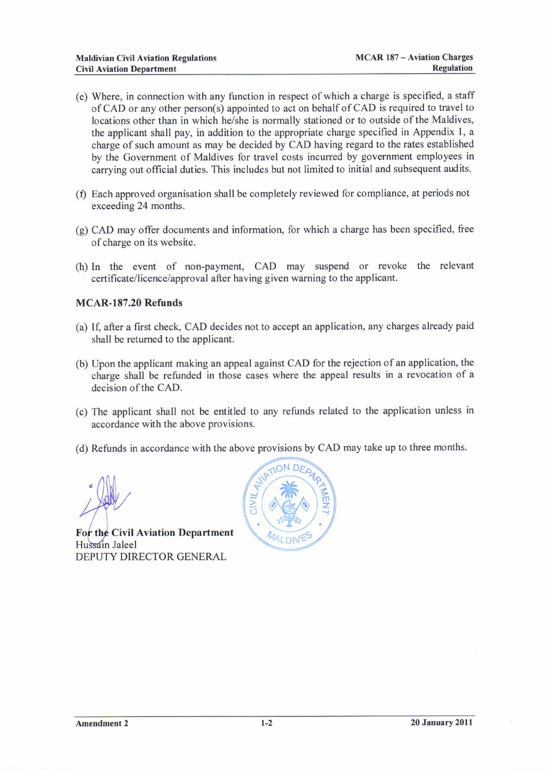(e) Where, in connection with any function in respect of which a charge is specified, a staff of CAD or any other person(s) appointed to act on behalf of CAD is required to travel to locations other than in which he/she is normally stationed or to outside of the Maldives, the applicant shall pay, in addition to the appropriate charge specified in Appendix 1, a charge of such amount as may be decided by CAD having regard to the rates established by the Government of Maldives for travel costs incurred by government employees in carrying out official duties. This includes but not limited to initial and subsequent audits.

(f) Each approved organisation shall be completely reviewed for compliance, at periods not exceeding 24 months.

(g) CAD may offer documents and information, for which a charge has been specified, free of charge on its website.

(h) In the event of non-payment, CAD may suspend or revoke the relevant certificate/licence/approval after having given warning to the applicant.

### MCAR-187.20 Refunds

(a) If, after a first check, CAD decides not to accept an application, any charges already paid shall be returned to the applicant.

(b) Upon the applicant making an appeal against CAD for the rejection of an application, the charge shall be refunded in those cases where the appeal results in a revocation of a decision of the CAD.

(c) The applicant shall not be entitled to any refunds related to the application unless in accordance with the above provisions.

(d) Refunds in accordance with the above provisions by CAD may take up to three months.

**For the Civil Aviation Department**
Hussain Jaleel
DEPUTY DIRECTOR GENERAL

CIVIL AVIATION DEPARTMENT MALDIVES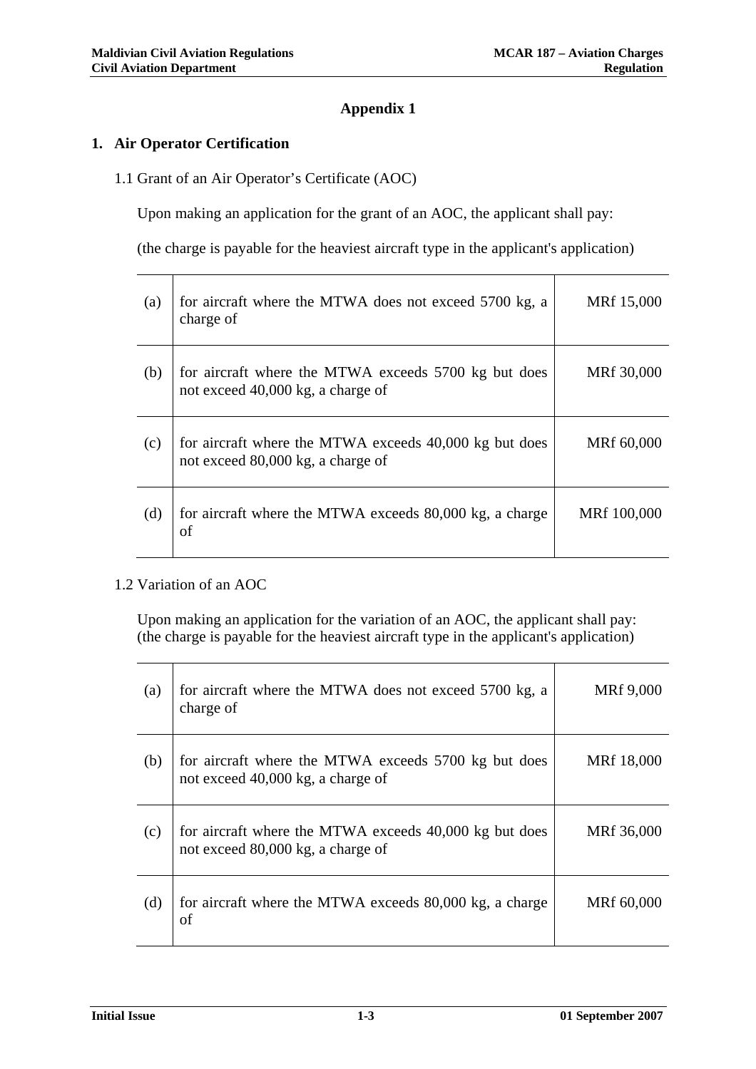# Appendix 1

## 1. Air Operator Certification

1.1 Grant of an Air Operator's Certificate (AOC)

Upon making an application for the grant of an AOC, the applicant shall pay:

(the charge is payable for the heaviest aircraft type in the applicant's application)

| | | |
|---|---|---|
| (a) | for aircraft where the MTWA does not exceed 5700 kg, a charge of | MRf 15,000 |
| (b) | for aircraft where the MTWA exceeds 5700 kg but does not exceed 40,000 kg, a charge of | MRf 30,000 |
| (c) | for aircraft where the MTWA exceeds 40,000 kg but does not exceed 80,000 kg, a charge of | MRf 60,000 |
| (d) | for aircraft where the MTWA exceeds 80,000 kg, a charge of | MRf 100,000 |

1.2 Variation of an AOC

Upon making an application for the variation of an AOC, the applicant shall pay:
(the charge is payable for the heaviest aircraft type in the applicant's application)

| | | |
|---|---|---|
| (a) | for aircraft where the MTWA does not exceed 5700 kg, a charge of | MRf 9,000 |
| (b) | for aircraft where the MTWA exceeds 5700 kg but does not exceed 40,000 kg, a charge of | MRf 18,000 |
| (c) | for aircraft where the MTWA exceeds 40,000 kg but does not exceed 80,000 kg, a charge of | MRf 36,000 |
| (d) | for aircraft where the MTWA exceeds 80,000 kg, a charge of | MRf 60,000 |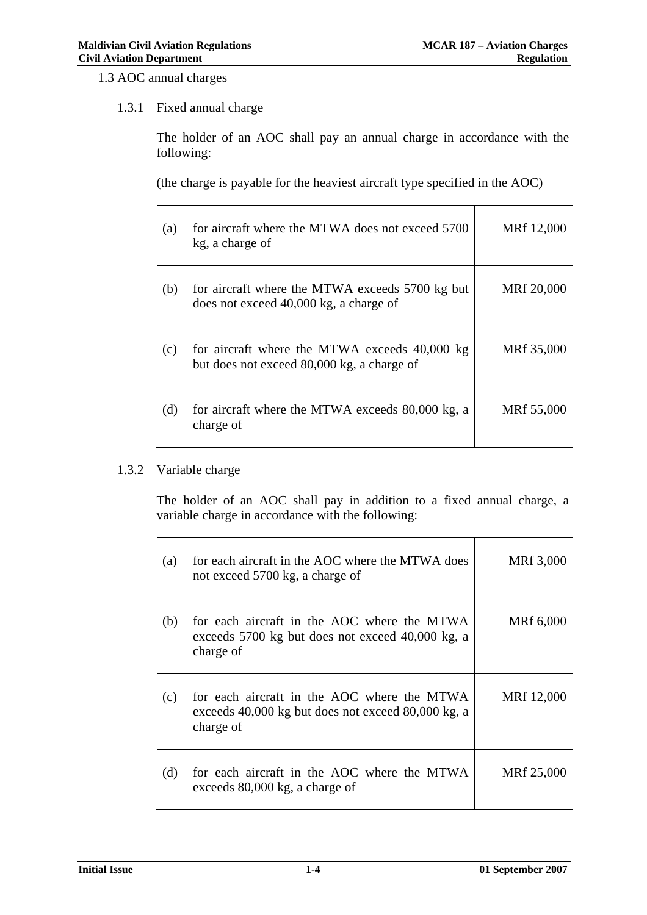1.3 AOC annual charges

1.3.1 Fixed annual charge

The holder of an AOC shall pay an annual charge in accordance with the following:

(the charge is payable for the heaviest aircraft type specified in the AOC)

| | | |
|---|---|---|
| (a) | for aircraft where the MTWA does not exceed 5700 kg, a charge of | MRf 12,000 |
| (b) | for aircraft where the MTWA exceeds 5700 kg but does not exceed 40,000 kg, a charge of | MRf 20,000 |
| (c) | for aircraft where the MTWA exceeds 40,000 kg but does not exceed 80,000 kg, a charge of | MRf 35,000 |
| (d) | for aircraft where the MTWA exceeds 80,000 kg, a charge of | MRf 55,000 |

1.3.2 Variable charge

The holder of an AOC shall pay in addition to a fixed annual charge, a variable charge in accordance with the following:

| | | |
|---|---|---|
| (a) | for each aircraft in the AOC where the MTWA does not exceed 5700 kg, a charge of | MRf 3,000 |
| (b) | for each aircraft in the AOC where the MTWA exceeds 5700 kg but does not exceed 40,000 kg, a charge of | MRf 6,000 |
| (c) | for each aircraft in the AOC where the MTWA exceeds 40,000 kg but does not exceed 80,000 kg, a charge of | MRf 12,000 |
| (d) | for each aircraft in the AOC where the MTWA exceeds 80,000 kg, a charge of | MRf 25,000 |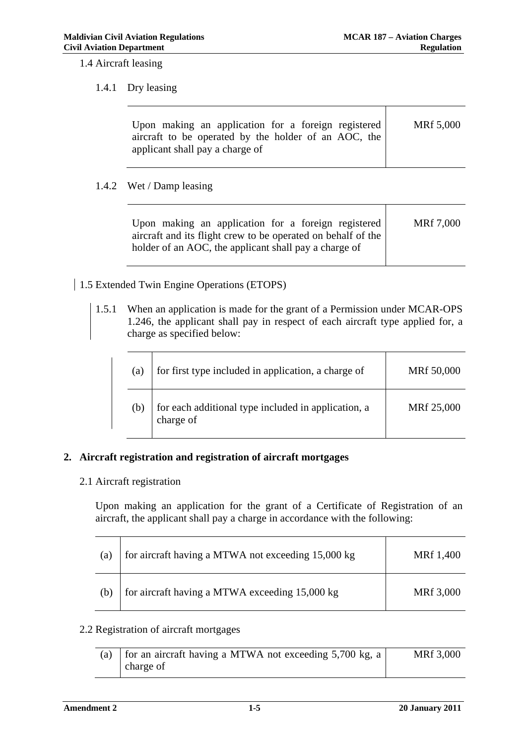1.4 Aircraft leasing

1.4.1 Dry leasing

| Upon making an application for a foreign registered aircraft to be operated by the holder of an AOC, the applicant shall pay a charge of | MRf 5,000 |
|---|---|

1.4.2 Wet / Damp leasing

| Upon making an application for a foreign registered aircraft and its flight crew to be operated on behalf of the holder of an AOC, the applicant shall pay a charge of | MRf 7,000 |
|---|---|

1.5 Extended Twin Engine Operations (ETOPS)

1.5.1 When an application is made for the grant of a Permission under MCAR-OPS 1.246, the applicant shall pay in respect of each aircraft type applied for, a charge as specified below:

| (a) | for first type included in application, a charge of | MRf 50,000 |
|---|---|---|
| (b) | for each additional type included in application, a charge of | MRf 25,000 |

## 2. Aircraft registration and registration of aircraft mortgages

2.1 Aircraft registration

Upon making an application for the grant of a Certificate of Registration of an aircraft, the applicant shall pay a charge in accordance with the following:

| (a) | for aircraft having a MTWA not exceeding 15,000 kg | MRf 1,400 |
|---|---|---|
| (b) | for aircraft having a MTWA exceeding 15,000 kg | MRf 3,000 |

2.2 Registration of aircraft mortgages

| (a) | for an aircraft having a MTWA not exceeding 5,700 kg, a charge of | MRf 3,000 |
|---|---|---|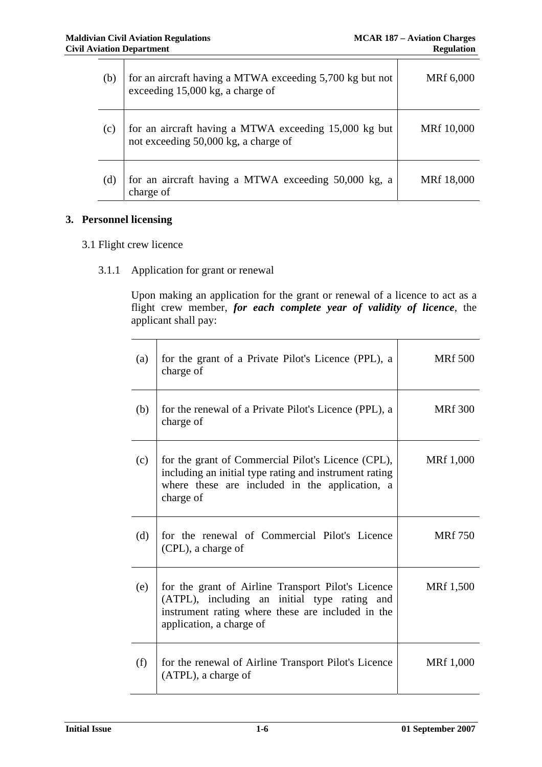| | | |
|---|---|---|
| (b) | for an aircraft having a MTWA exceeding 5,700 kg but not exceeding 15,000 kg, a charge of | MRf 6,000 |
| (c) | for an aircraft having a MTWA exceeding 15,000 kg but not exceeding 50,000 kg, a charge of | MRf 10,000 |
| (d) | for an aircraft having a MTWA exceeding 50,000 kg, a charge of | MRf 18,000 |

## 3. Personnel licensing

3.1 Flight crew licence

3.1.1 Application for grant or renewal

Upon making an application for the grant or renewal of a licence to act as a flight crew member, ***for each complete year of validity of licence***, the applicant shall pay:

| | | |
|---|---|---|
| (a) | for the grant of a Private Pilot's Licence (PPL), a charge of | MRf 500 |
| (b) | for the renewal of a Private Pilot's Licence (PPL), a charge of | MRf 300 |
| (c) | for the grant of Commercial Pilot's Licence (CPL), including an initial type rating and instrument rating where these are included in the application, a charge of | MRf 1,000 |
| (d) | for the renewal of Commercial Pilot's Licence (CPL), a charge of | MRf 750 |
| (e) | for the grant of Airline Transport Pilot's Licence (ATPL), including an initial type rating and instrument rating where these are included in the application, a charge of | MRf 1,500 |
| (f) | for the renewal of Airline Transport Pilot's Licence (ATPL), a charge of | MRf 1,000 |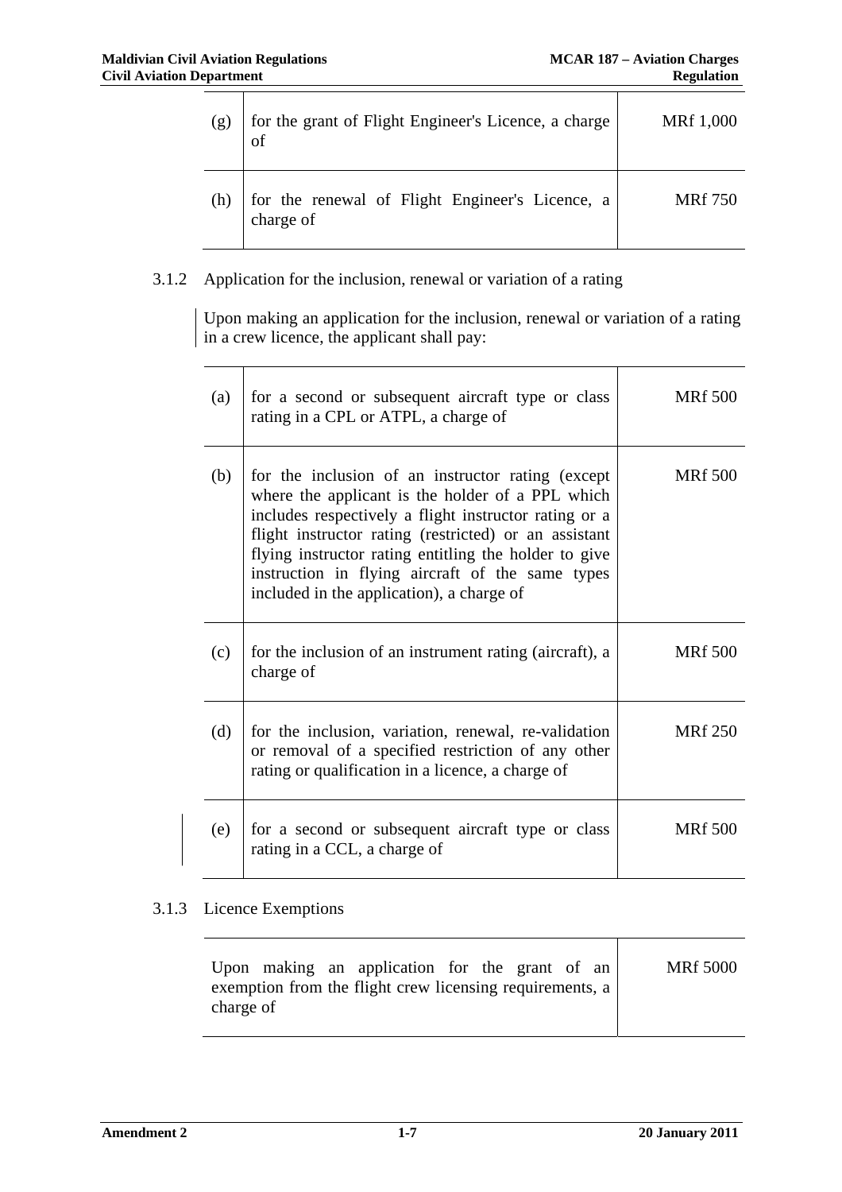| | | |
|---|---|---|
| (g) | for the grant of Flight Engineer's Licence, a charge of | MRf 1,000 |
| (h) | for the renewal of Flight Engineer's Licence, a charge of | MRf 750 |

3.1.2 Application for the inclusion, renewal or variation of a rating

Upon making an application for the inclusion, renewal or variation of a rating in a crew licence, the applicant shall pay:

| | | |
|---|---|---|
| (a) | for a second or subsequent aircraft type or class rating in a CPL or ATPL, a charge of | MRf 500 |
| (b) | for the inclusion of an instructor rating (except where the applicant is the holder of a PPL which includes respectively a flight instructor rating or a flight instructor rating (restricted) or an assistant flying instructor rating entitling the holder to give instruction in flying aircraft of the same types included in the application), a charge of | MRf 500 |
| (c) | for the inclusion of an instrument rating (aircraft), a charge of | MRf 500 |
| (d) | for the inclusion, variation, renewal, re-validation or removal of a specified restriction of any other rating or qualification in a licence, a charge of | MRf 250 |
| (e) | for a second or subsequent aircraft type or class rating in a CCL, a charge of | MRf 500 |

3.1.3 Licence Exemptions

| | |
|---|---|
| Upon making an application for the grant of an exemption from the flight crew licensing requirements, a charge of | MRf 5000 |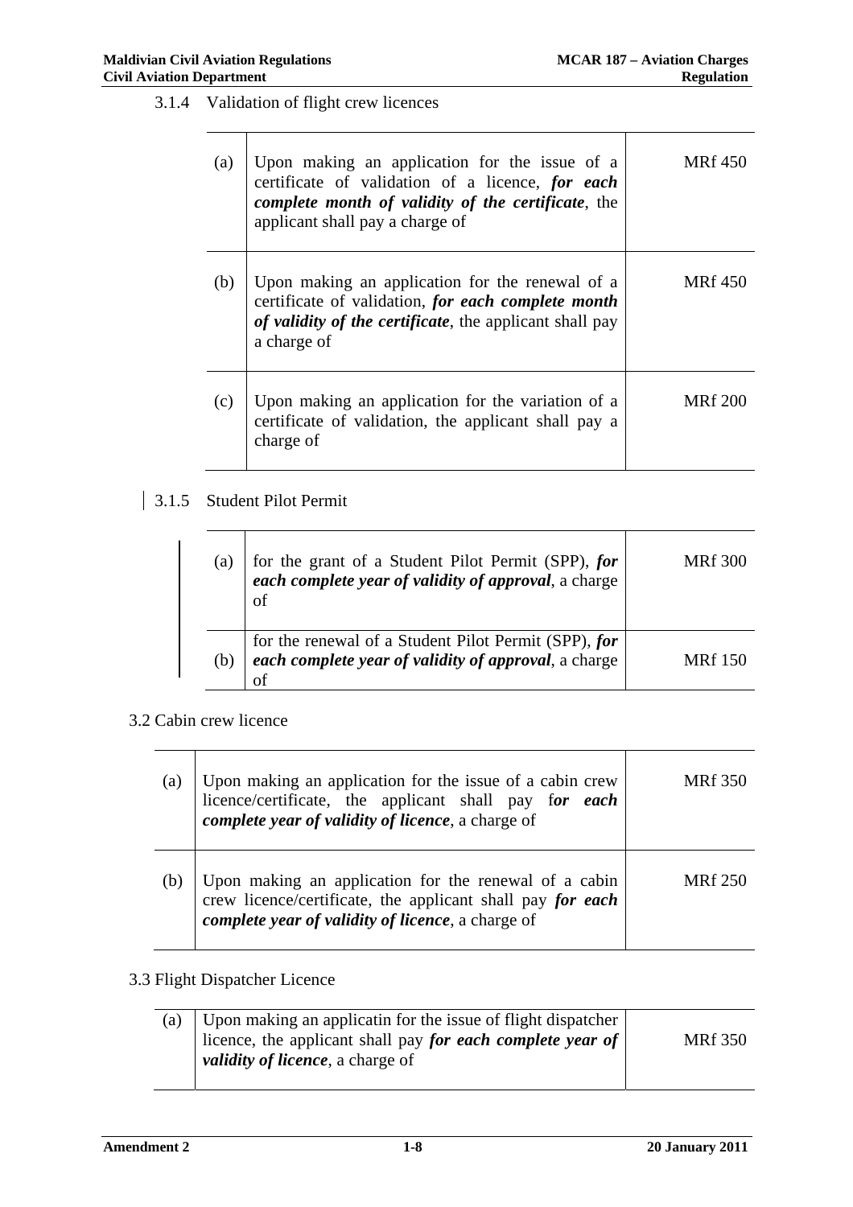### 3.1.4 Validation of flight crew licences

| | | |
|---|---|---|
| (a) | Upon making an application for the issue of a certificate of validation of a licence, ***for each complete month of validity of the certificate***, the applicant shall pay a charge of | MRf 450 |
| (b) | Upon making an application for the renewal of a certificate of validation, ***for each complete month of validity of the certificate***, the applicant shall pay a charge of | MRf 450 |
| (c) | Upon making an application for the variation of a certificate of validation, the applicant shall pay a charge of | MRf 200 |

### 3.1.5 Student Pilot Permit

| | | |
|---|---|---|
| (a) | for the grant of a Student Pilot Permit (SPP), ***for each complete year of validity of approval***, a charge of | MRf 300 |
| (b) | for the renewal of a Student Pilot Permit (SPP), ***for each complete year of validity of approval***, a charge of | MRf 150 |

## 3.2 Cabin crew licence

| | | |
|---|---|---|
| (a) | Upon making an application for the issue of a cabin crew licence/certificate, the applicant shall pay f***or each complete year of validity of licence***, a charge of | MRf 350 |
| (b) | Upon making an application for the renewal of a cabin crew licence/certificate, the applicant shall pay ***for each complete year of validity of licence***, a charge of | MRf 250 |

## 3.3 Flight Dispatcher Licence

| | | |
|---|---|---|
| (a) | Upon making an applicatin for the issue of flight dispatcher licence, the applicant shall pay ***for each complete year of validity of licence***, a charge of | MRf 350 |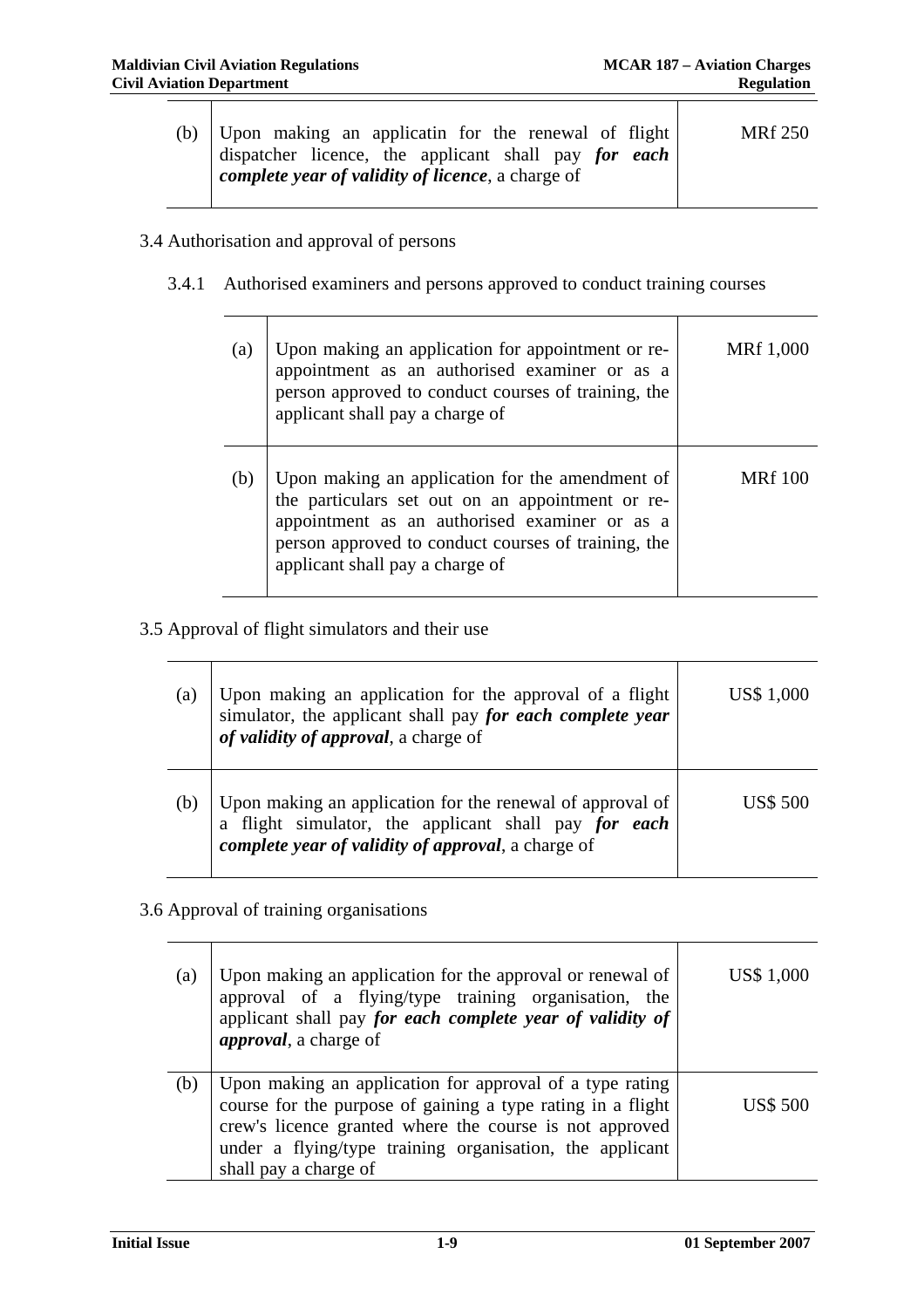| | | |
|---|---|---|
| (b) | Upon making an applicatin for the renewal of flight dispatcher licence, the applicant shall pay ***for each complete year of validity of licence***, a charge of | MRf 250 |

3.4 Authorisation and approval of persons

3.4.1 Authorised examiners and persons approved to conduct training courses

| | | |
|---|---|---|
| (a) | Upon making an application for appointment or re-appointment as an authorised examiner or as a person approved to conduct courses of training, the applicant shall pay a charge of | MRf 1,000 |
| (b) | Upon making an application for the amendment of the particulars set out on an appointment or re-appointment as an authorised examiner or as a person approved to conduct courses of training, the applicant shall pay a charge of | MRf 100 |

3.5 Approval of flight simulators and their use

| | | |
|---|---|---|
| (a) | Upon making an application for the approval of a flight simulator, the applicant shall pay ***for each complete year of validity of approval***, a charge of | US$ 1,000 |
| (b) | Upon making an application for the renewal of approval of a flight simulator, the applicant shall pay ***for each complete year of validity of approval***, a charge of | US$ 500 |

3.6 Approval of training organisations

| | | |
|---|---|---|
| (a) | Upon making an application for the approval or renewal of approval of a flying/type training organisation, the applicant shall pay ***for each complete year of validity of approval***, a charge of | US$ 1,000 |
| (b) | Upon making an application for approval of a type rating course for the purpose of gaining a type rating in a flight crew's licence granted where the course is not approved under a flying/type training organisation, the applicant shall pay a charge of | US$ 500 |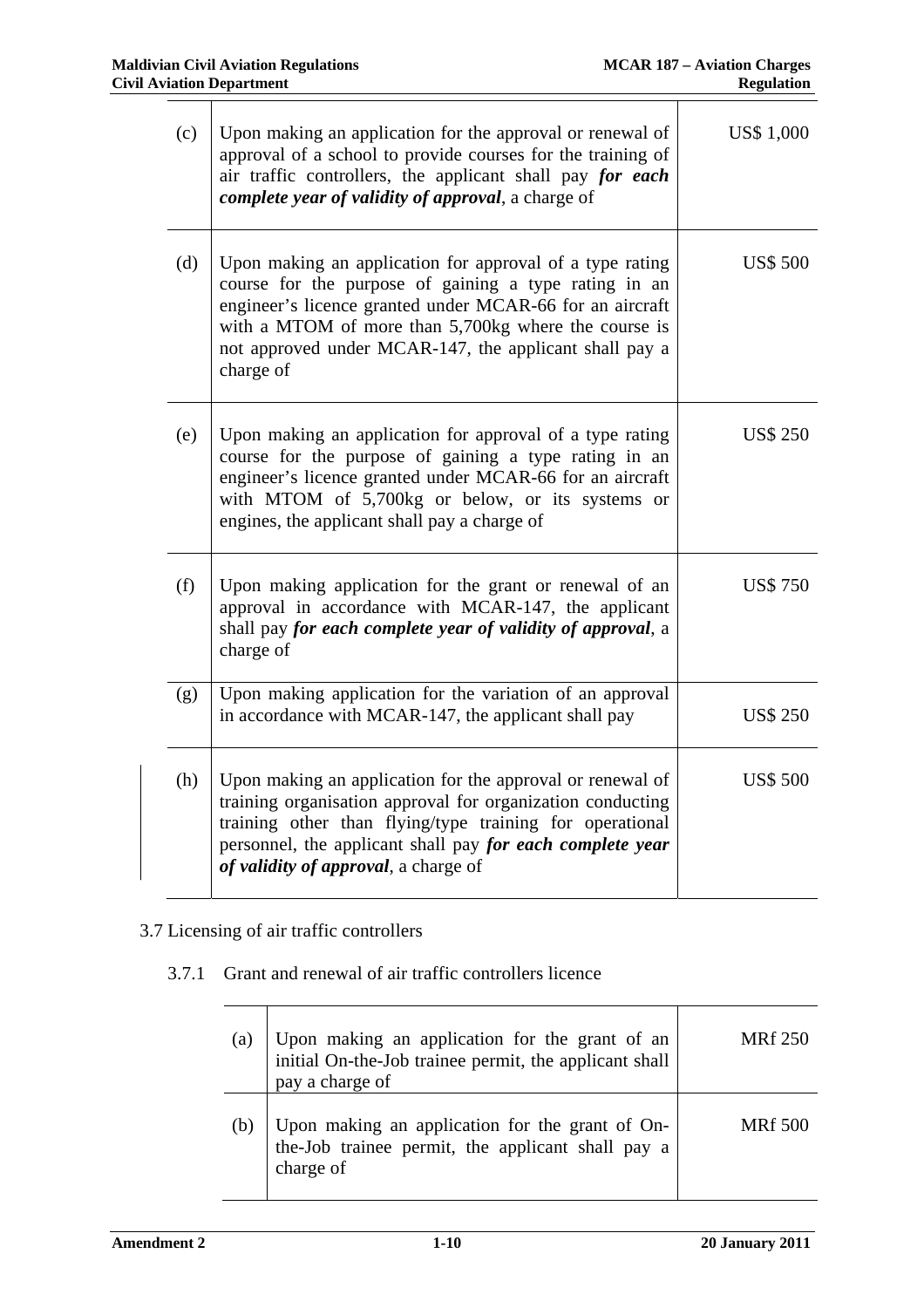| | | |
|---|---|---|
| (c) | Upon making an application for the approval or renewal of approval of a school to provide courses for the training of air traffic controllers, the applicant shall pay ***for each complete year of validity of approval***, a charge of | US$ 1,000 |
| (d) | Upon making an application for approval of a type rating course for the purpose of gaining a type rating in an engineer's licence granted under MCAR-66 for an aircraft with a MTOM of more than 5,700kg where the course is not approved under MCAR-147, the applicant shall pay a charge of | US$ 500 |
| (e) | Upon making an application for approval of a type rating course for the purpose of gaining a type rating in an engineer's licence granted under MCAR-66 for an aircraft with MTOM of 5,700kg or below, or its systems or engines, the applicant shall pay a charge of | US$ 250 |
| (f) | Upon making application for the grant or renewal of an approval in accordance with MCAR-147, the applicant shall pay ***for each complete year of validity of approval***, a charge of | US$ 750 |
| (g) | Upon making application for the variation of an approval in accordance with MCAR-147, the applicant shall pay | US$ 250 |
| (h) | Upon making an application for the approval or renewal of training organisation approval for organization conducting training other than flying/type training for operational personnel, the applicant shall pay ***for each complete year of validity of approval***, a charge of | US$ 500 |

3.7 Licensing of air traffic controllers

3.7.1 Grant and renewal of air traffic controllers licence

| | | |
|---|---|---|
| (a) | Upon making an application for the grant of an initial On-the-Job trainee permit, the applicant shall pay a charge of | MRf 250 |
| (b) | Upon making an application for the grant of On-the-Job trainee permit, the applicant shall pay a charge of | MRf 500 |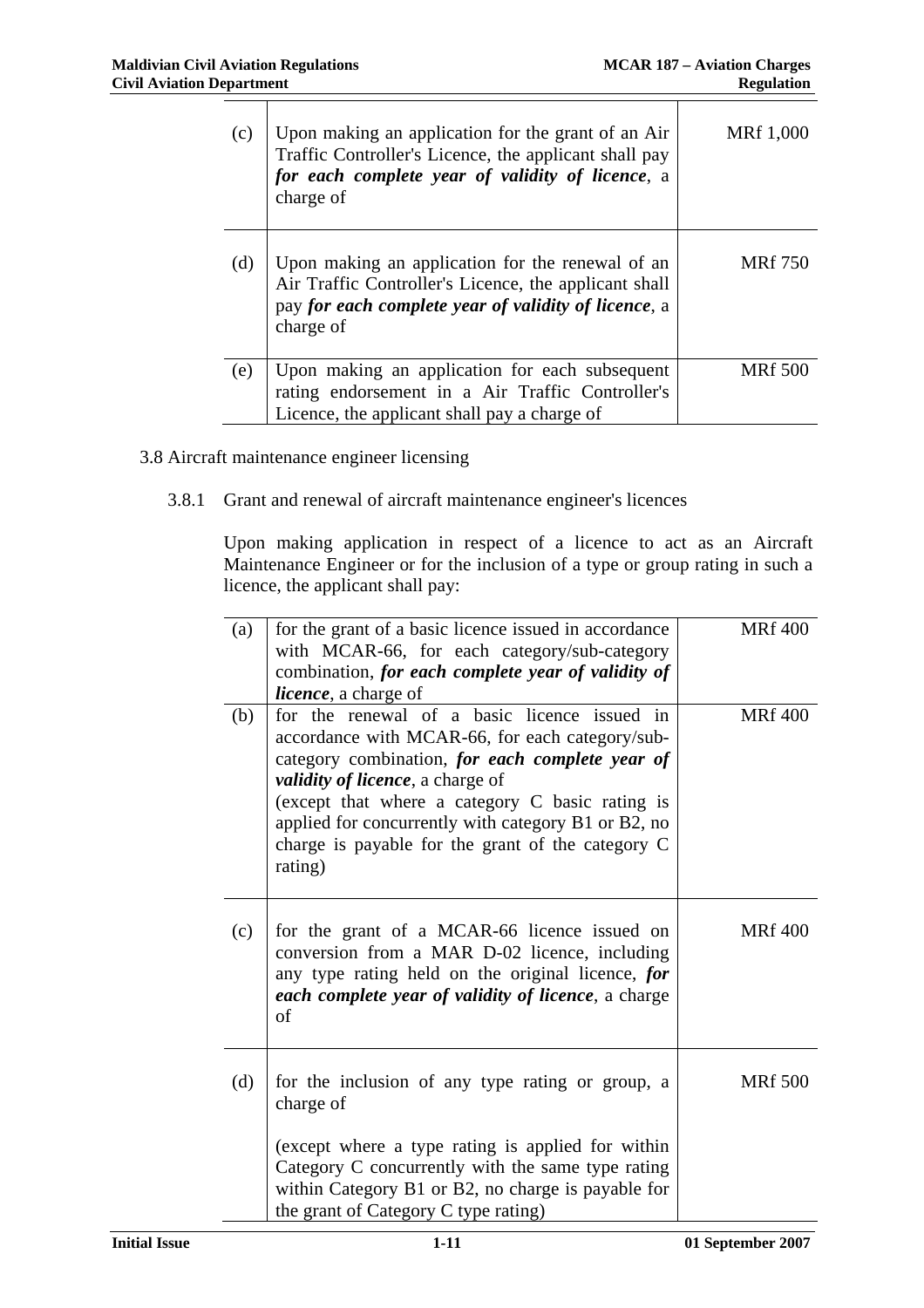| | | |
|---|---|---|
| (c) | Upon making an application for the grant of an Air Traffic Controller's Licence, the applicant shall pay ***for each complete year of validity of licence***, a charge of | MRf 1,000 |
| (d) | Upon making an application for the renewal of an Air Traffic Controller's Licence, the applicant shall pay ***for each complete year of validity of licence***, a charge of | MRf 750 |
| (e) | Upon making an application for each subsequent rating endorsement in a Air Traffic Controller's Licence, the applicant shall pay a charge of | MRf 500 |

3.8 Aircraft maintenance engineer licensing

3.8.1 Grant and renewal of aircraft maintenance engineer's licences

Upon making application in respect of a licence to act as an Aircraft Maintenance Engineer or for the inclusion of a type or group rating in such a licence, the applicant shall pay:

| | | |
|---|---|---|
| (a) | for the grant of a basic licence issued in accordance with MCAR-66, for each category/sub-category combination, ***for each complete year of validity of licence***, a charge of | MRf 400 |
| (b) | for the renewal of a basic licence issued in accordance with MCAR-66, for each category/sub-category combination, ***for each complete year of validity of licence***, a charge of<br>(except that where a category C basic rating is applied for concurrently with category B1 or B2, no charge is payable for the grant of the category C rating) | MRf 400 |
| (c) | for the grant of a MCAR-66 licence issued on conversion from a MAR D-02 licence, including any type rating held on the original licence, ***for each complete year of validity of licence***, a charge of | MRf 400 |
| (d) | for the inclusion of any type rating or group, a charge of<br><br>(except where a type rating is applied for within Category C concurrently with the same type rating within Category B1 or B2, no charge is payable for the grant of Category C type rating) | MRf 500 |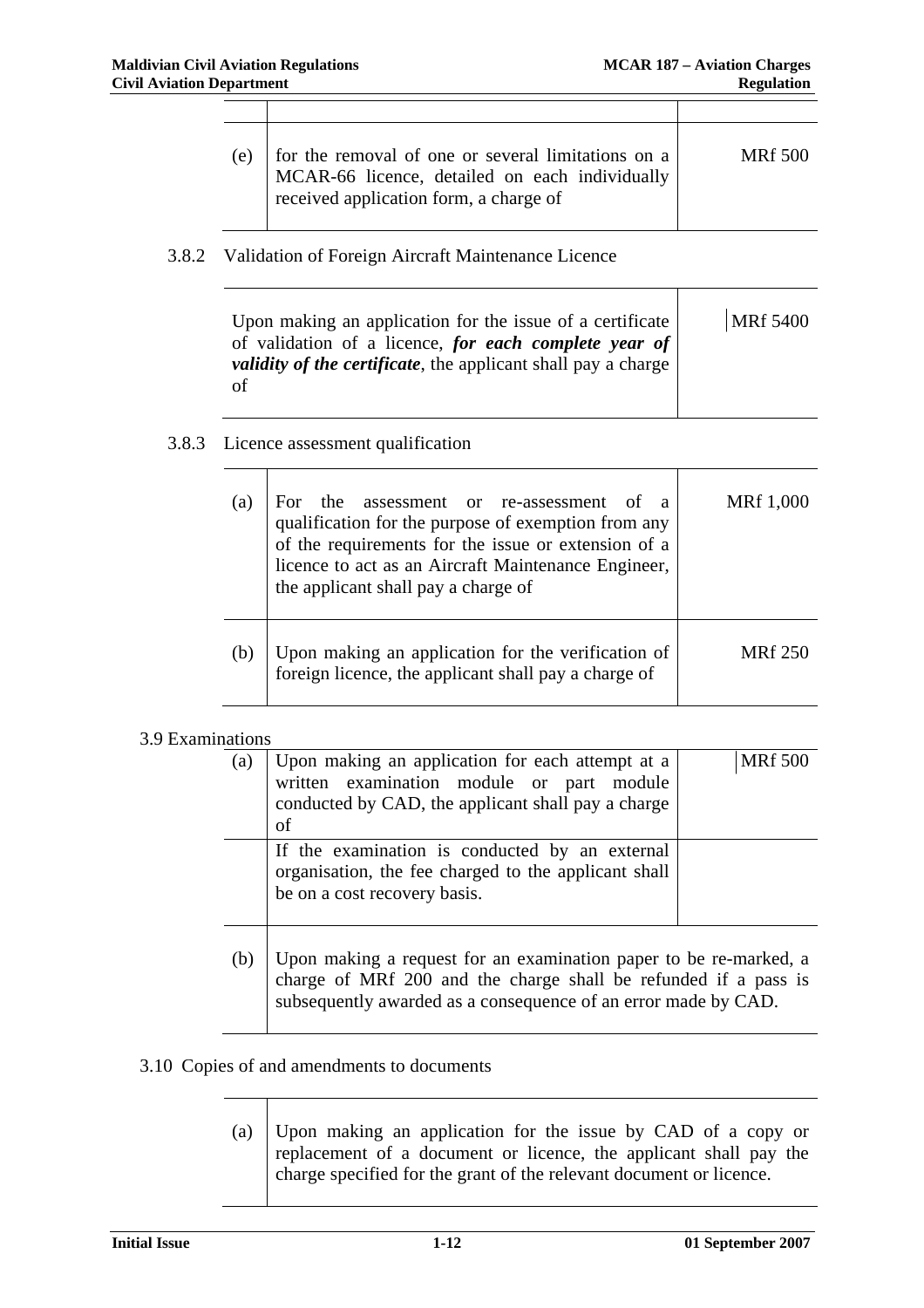| | | |
|---|---|---|
| (e) | for the removal of one or several limitations on a MCAR-66 licence, detailed on each individually received application form, a charge of | MRf 500 |

3.8.2 Validation of Foreign Aircraft Maintenance Licence

| | |
|---|---|
| Upon making an application for the issue of a certificate of validation of a licence, ***for each complete year of validity of the certificate***, the applicant shall pay a charge of | MRf 5400 |

3.8.3 Licence assessment qualification

| | | |
|---|---|---|
| (a) | For the assessment or re-assessment of a qualification for the purpose of exemption from any of the requirements for the issue or extension of a licence to act as an Aircraft Maintenance Engineer, the applicant shall pay a charge of | MRf 1,000 |
| (b) | Upon making an application for the verification of foreign licence, the applicant shall pay a charge of | MRf 250 |

3.9 Examinations

| | | |
|---|---|---|
| (a) | Upon making an application for each attempt at a written examination module or part module conducted by CAD, the applicant shall pay a charge of | MRf 500 |
| | If the examination is conducted by an external organisation, the fee charged to the applicant shall be on a cost recovery basis. | |
| (b) | Upon making a request for an examination paper to be re-marked, a charge of MRf 200 and the charge shall be refunded if a pass is subsequently awarded as a consequence of an error made by CAD. | |

3.10 Copies of and amendments to documents

| | |
|---|---|
| (a) | Upon making an application for the issue by CAD of a copy or replacement of a document or licence, the applicant shall pay the charge specified for the grant of the relevant document or licence. |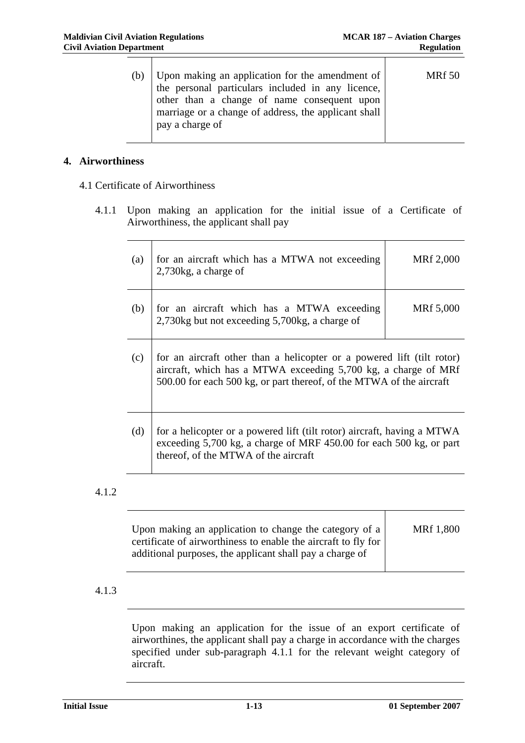| | | |
|---|---|---|
| (b) | Upon making an application for the amendment of the personal particulars included in any licence, other than a change of name consequent upon marriage or a change of address, the applicant shall pay a charge of | MRf 50 |

## 4. Airworthiness

4.1 Certificate of Airworthiness

4.1.1 Upon making an application for the initial issue of a Certificate of Airworthiness, the applicant shall pay

| | | |
|---|---|---|
| (a) | for an aircraft which has a MTWA not exceeding 2,730kg, a charge of | MRf 2,000 |
| (b) | for an aircraft which has a MTWA exceeding 2,730kg but not exceeding 5,700kg, a charge of | MRf 5,000 |
| (c) | for an aircraft other than a helicopter or a powered lift (tilt rotor) aircraft, which has a MTWA exceeding 5,700 kg, a charge of MRf 500.00 for each 500 kg, or part thereof, of the MTWA of the aircraft | |
| (d) | for a helicopter or a powered lift (tilt rotor) aircraft, having a MTWA exceeding 5,700 kg, a charge of MRF 450.00 for each 500 kg, or part thereof, of the MTWA of the aircraft | |

4.1.2

| | |
|---|---|
| Upon making an application to change the category of a certificate of airworthiness to enable the aircraft to fly for additional purposes, the applicant shall pay a charge of | MRf 1,800 |

4.1.3

Upon making an application for the issue of an export certificate of airworthines, the applicant shall pay a charge in accordance with the charges specified under sub-paragraph 4.1.1 for the relevant weight category of aircraft.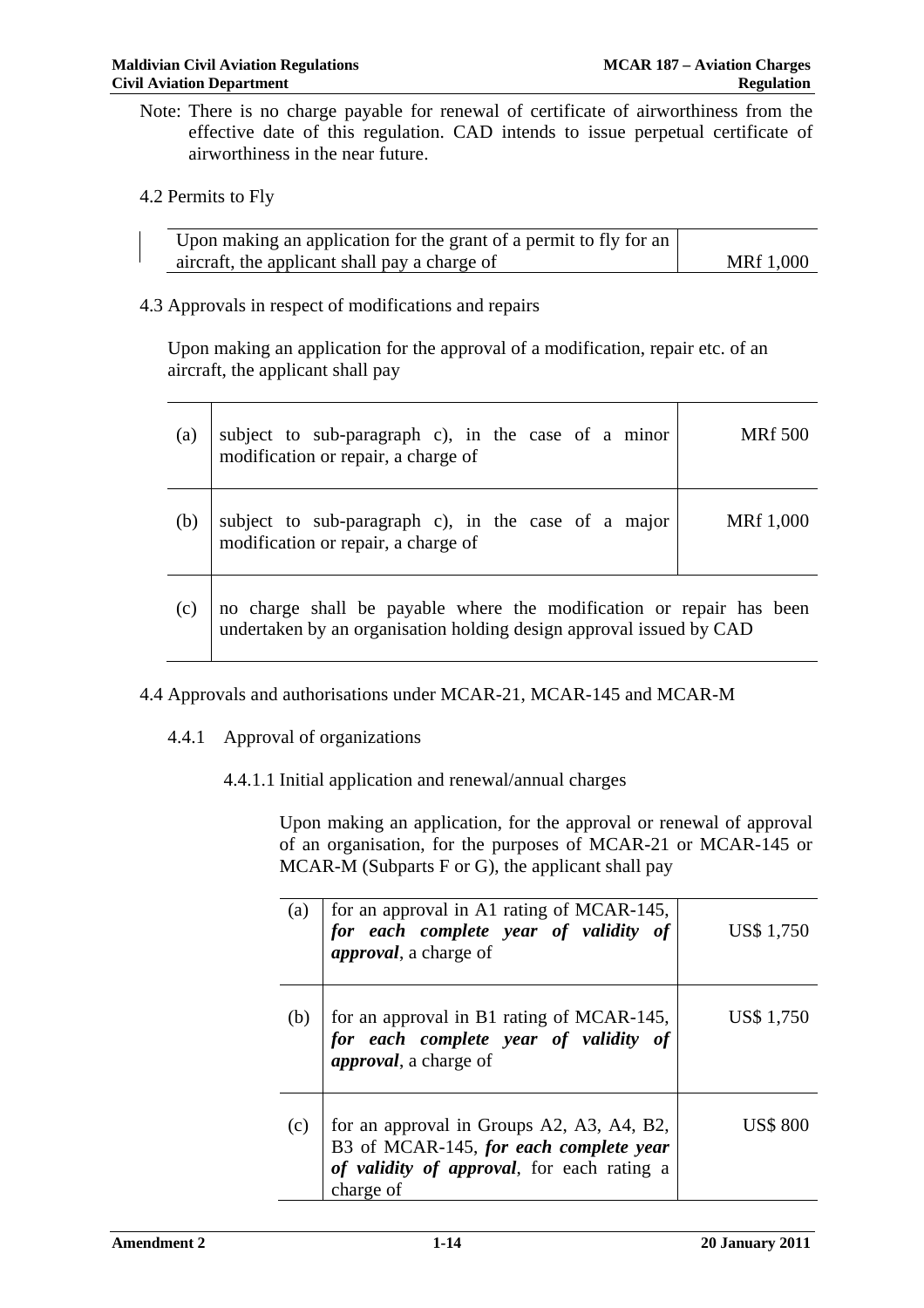Note: There is no charge payable for renewal of certificate of airworthiness from the effective date of this regulation. CAD intends to issue perpetual certificate of airworthiness in the near future.

4.2 Permits to Fly

| Upon making an application for the grant of a permit to fly for an aircraft, the applicant shall pay a charge of | MRf 1,000 |
|---|---|

4.3 Approvals in respect of modifications and repairs

Upon making an application for the approval of a modification, repair etc. of an aircraft, the applicant shall pay

| | | |
|---|---|---|
| (a) | subject to sub-paragraph c), in the case of a minor modification or repair, a charge of | MRf 500 |
| (b) | subject to sub-paragraph c), in the case of a major modification or repair, a charge of | MRf 1,000 |
| (c) | no charge shall be payable where the modification or repair has been undertaken by an organisation holding design approval issued by CAD | |

4.4 Approvals and authorisations under MCAR-21, MCAR-145 and MCAR-M

4.4.1 Approval of organizations

4.4.1.1 Initial application and renewal/annual charges

Upon making an application, for the approval or renewal of approval of an organisation, for the purposes of MCAR-21 or MCAR-145 or MCAR-M (Subparts F or G), the applicant shall pay

| | | |
|---|---|---|
| (a) | for an approval in A1 rating of MCAR-145, ***for each complete year of validity of approval***, a charge of | US$ 1,750 |
| (b) | for an approval in B1 rating of MCAR-145, ***for each complete year of validity of approval***, a charge of | US$ 1,750 |
| (c) | for an approval in Groups A2, A3, A4, B2, B3 of MCAR-145, ***for each complete year of validity of approval***, for each rating a charge of | US$ 800 |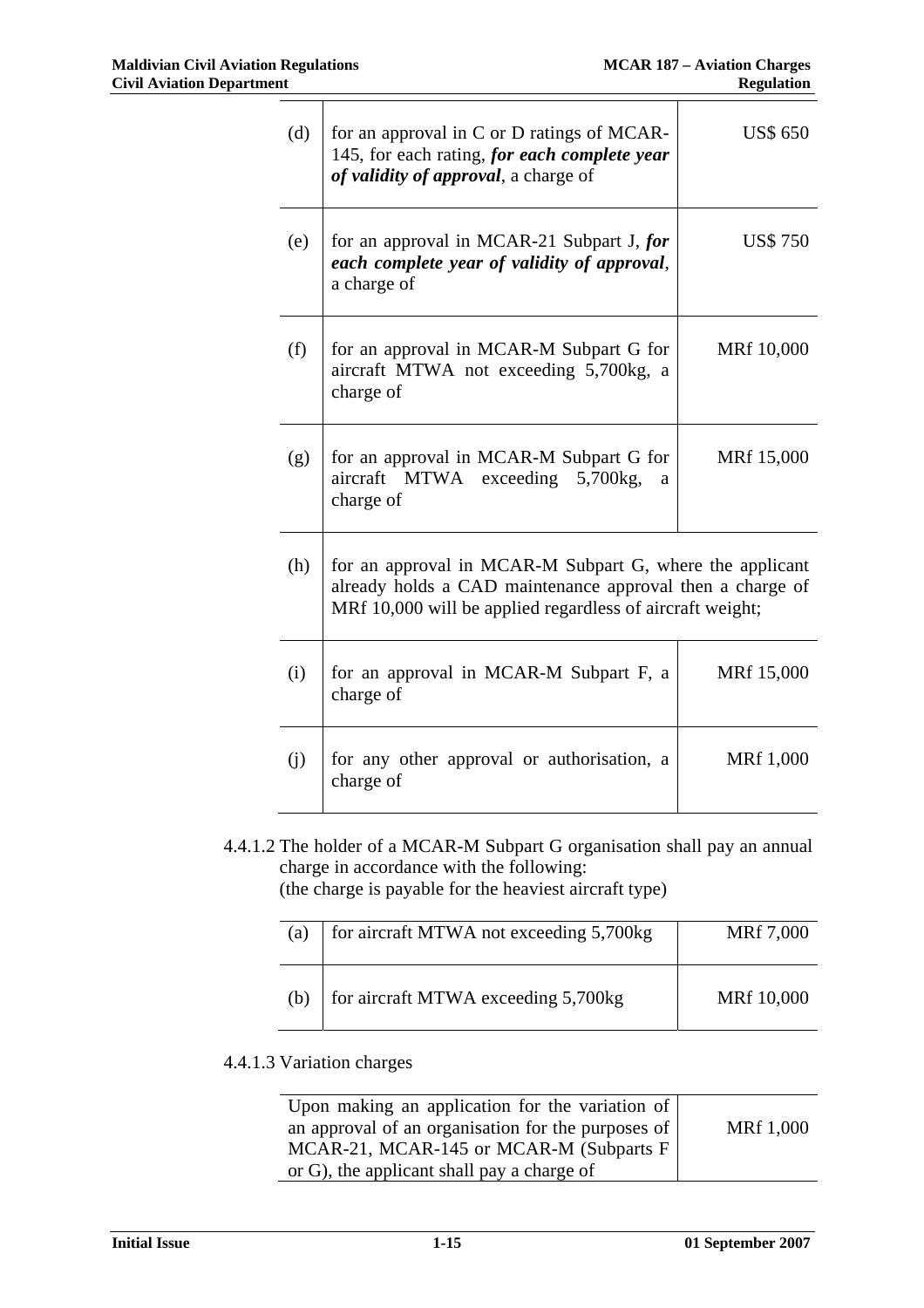| | | |
|---|---|---|
| (d) | for an approval in C or D ratings of MCAR-145, for each rating, ***for each complete year of validity of approval***, a charge of | US$ 650 |
| (e) | for an approval in MCAR-21 Subpart J, ***for each complete year of validity of approval***, a charge of | US$ 750 |
| (f) | for an approval in MCAR-M Subpart G for aircraft MTWA not exceeding 5,700kg, a charge of | MRf 10,000 |
| (g) | for an approval in MCAR-M Subpart G for aircraft MTWA exceeding 5,700kg, a charge of | MRf 15,000 |
| (h) | for an approval in MCAR-M Subpart G, where the applicant already holds a CAD maintenance approval then a charge of MRf 10,000 will be applied regardless of aircraft weight; | |
| (i) | for an approval in MCAR-M Subpart F, a charge of | MRf 15,000 |
| (j) | for any other approval or authorisation, a charge of | MRf 1,000 |

4.4.1.2 The holder of a MCAR-M Subpart G organisation shall pay an annual charge in accordance with the following:
(the charge is payable for the heaviest aircraft type)

| | | |
|---|---|---|
| (a) | for aircraft MTWA not exceeding 5,700kg | MRf 7,000 |
| (b) | for aircraft MTWA exceeding 5,700kg | MRf 10,000 |

4.4.1.3 Variation charges

| | |
|---|---|
| Upon making an application for the variation of an approval of an organisation for the purposes of MCAR-21, MCAR-145 or MCAR-M (Subparts F or G), the applicant shall pay a charge of | MRf 1,000 |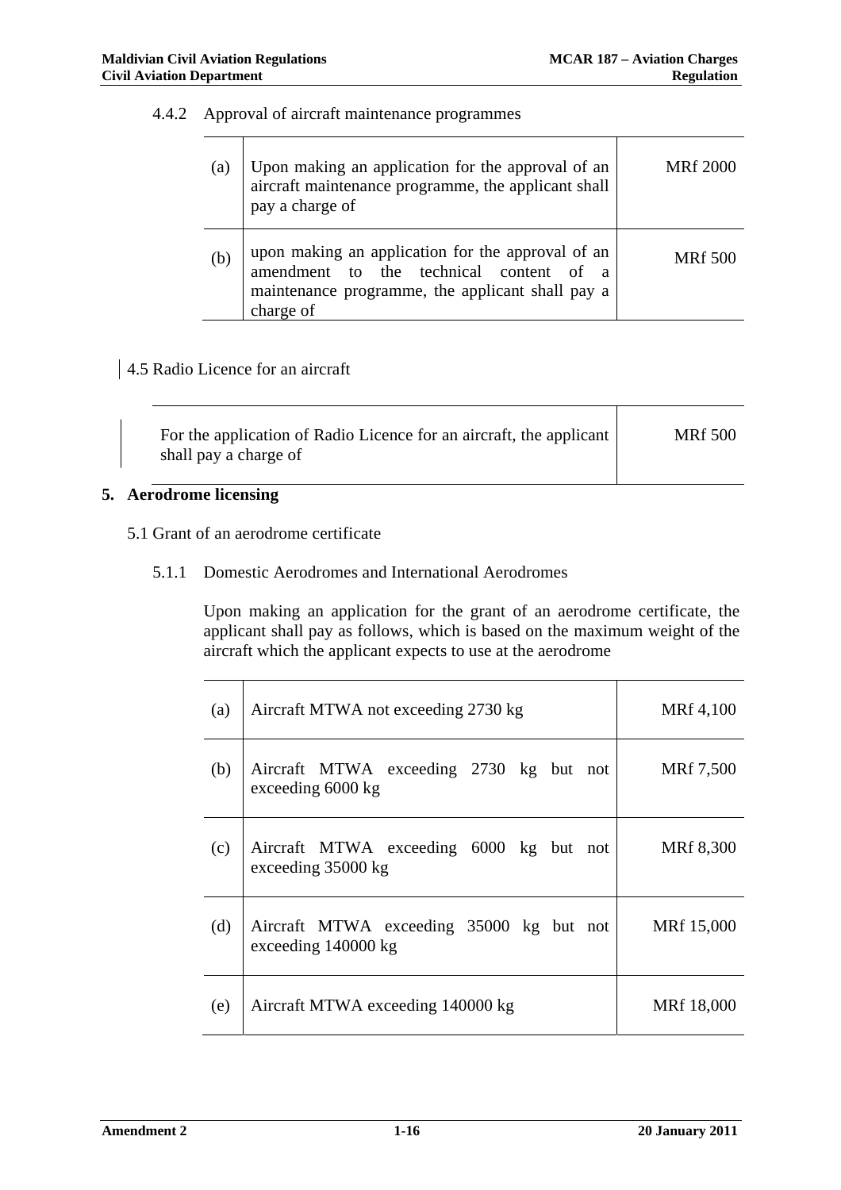4.4.2 Approval of aircraft maintenance programmes

| | | |
|---|---|---|
| (a) | Upon making an application for the approval of an aircraft maintenance programme, the applicant shall pay a charge of | MRf 2000 |
| (b) | upon making an application for the approval of an amendment to the technical content of a maintenance programme, the applicant shall pay a charge of | MRf 500 |

4.5 Radio Licence for an aircraft

| | |
|---|---|
| For the application of Radio Licence for an aircraft, the applicant shall pay a charge of | MRf 500 |

## 5. Aerodrome licensing

5.1 Grant of an aerodrome certificate

5.1.1 Domestic Aerodromes and International Aerodromes

Upon making an application for the grant of an aerodrome certificate, the applicant shall pay as follows, which is based on the maximum weight of the aircraft which the applicant expects to use at the aerodrome

| | | |
|---|---|---|
| (a) | Aircraft MTWA not exceeding 2730 kg | MRf 4,100 |
| (b) | Aircraft MTWA exceeding 2730 kg but not exceeding 6000 kg | MRf 7,500 |
| (c) | Aircraft MTWA exceeding 6000 kg but not exceeding 35000 kg | MRf 8,300 |
| (d) | Aircraft MTWA exceeding 35000 kg but not exceeding 140000 kg | MRf 15,000 |
| (e) | Aircraft MTWA exceeding 140000 kg | MRf 18,000 |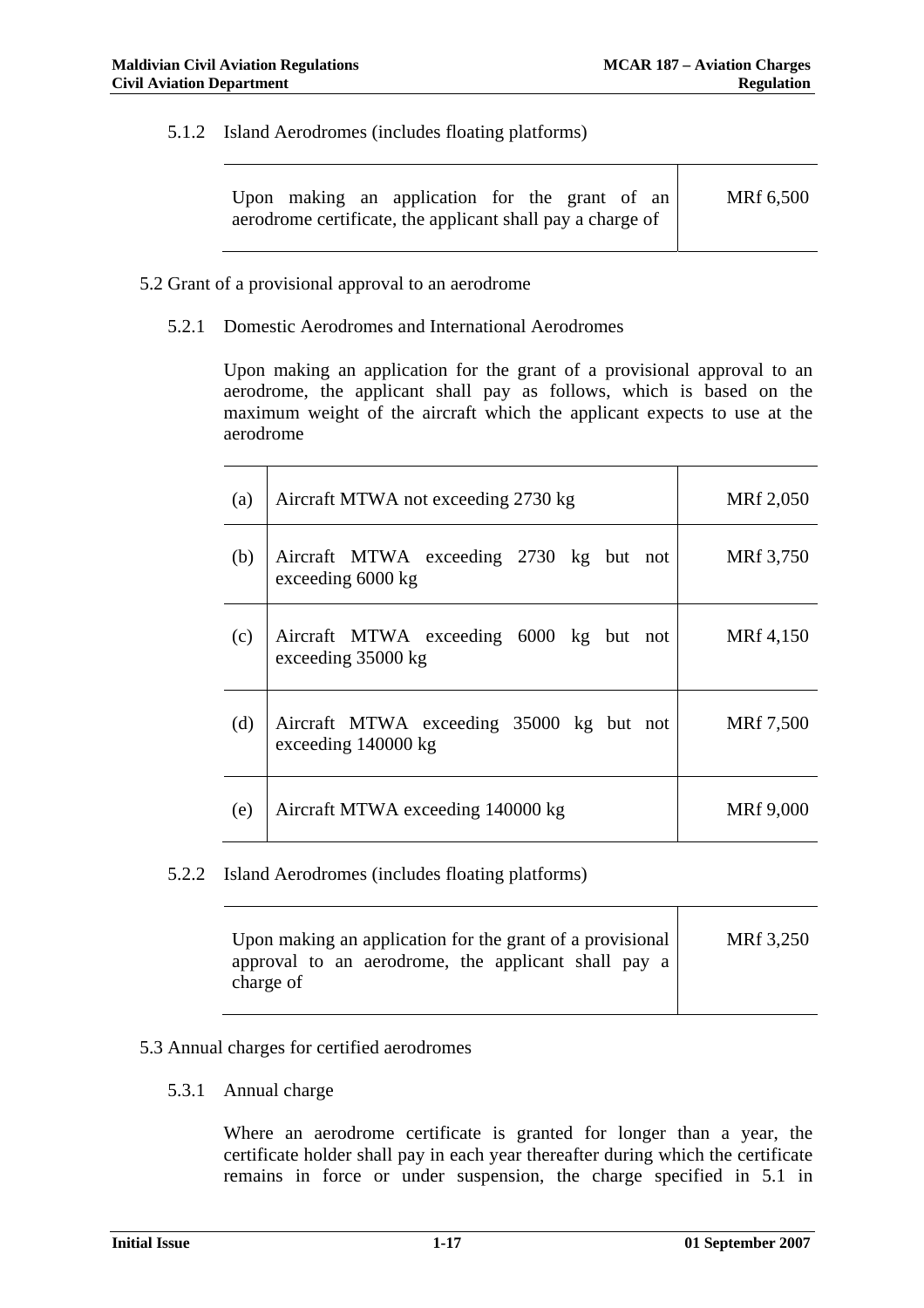#### 5.1.2 Island Aerodromes (includes floating platforms)

| | |
|---|---|
| Upon making an application for the grant of an aerodrome certificate, the applicant shall pay a charge of | MRf 6,500 |

### 5.2 Grant of a provisional approval to an aerodrome

#### 5.2.1 Domestic Aerodromes and International Aerodromes

Upon making an application for the grant of a provisional approval to an aerodrome, the applicant shall pay as follows, which is based on the maximum weight of the aircraft which the applicant expects to use at the aerodrome

| | | |
|---|---|---|
| (a) | Aircraft MTWA not exceeding 2730 kg | MRf 2,050 |
| (b) | Aircraft MTWA exceeding 2730 kg but not exceeding 6000 kg | MRf 3,750 |
| (c) | Aircraft MTWA exceeding 6000 kg but not exceeding 35000 kg | MRf 4,150 |
| (d) | Aircraft MTWA exceeding 35000 kg but not exceeding 140000 kg | MRf 7,500 |
| (e) | Aircraft MTWA exceeding 140000 kg | MRf 9,000 |

#### 5.2.2 Island Aerodromes (includes floating platforms)

| | |
|---|---|
| Upon making an application for the grant of a provisional approval to an aerodrome, the applicant shall pay a charge of | MRf 3,250 |

### 5.3 Annual charges for certified aerodromes

#### 5.3.1 Annual charge

Where an aerodrome certificate is granted for longer than a year, the certificate holder shall pay in each year thereafter during which the certificate remains in force or under suspension, the charge specified in 5.1 in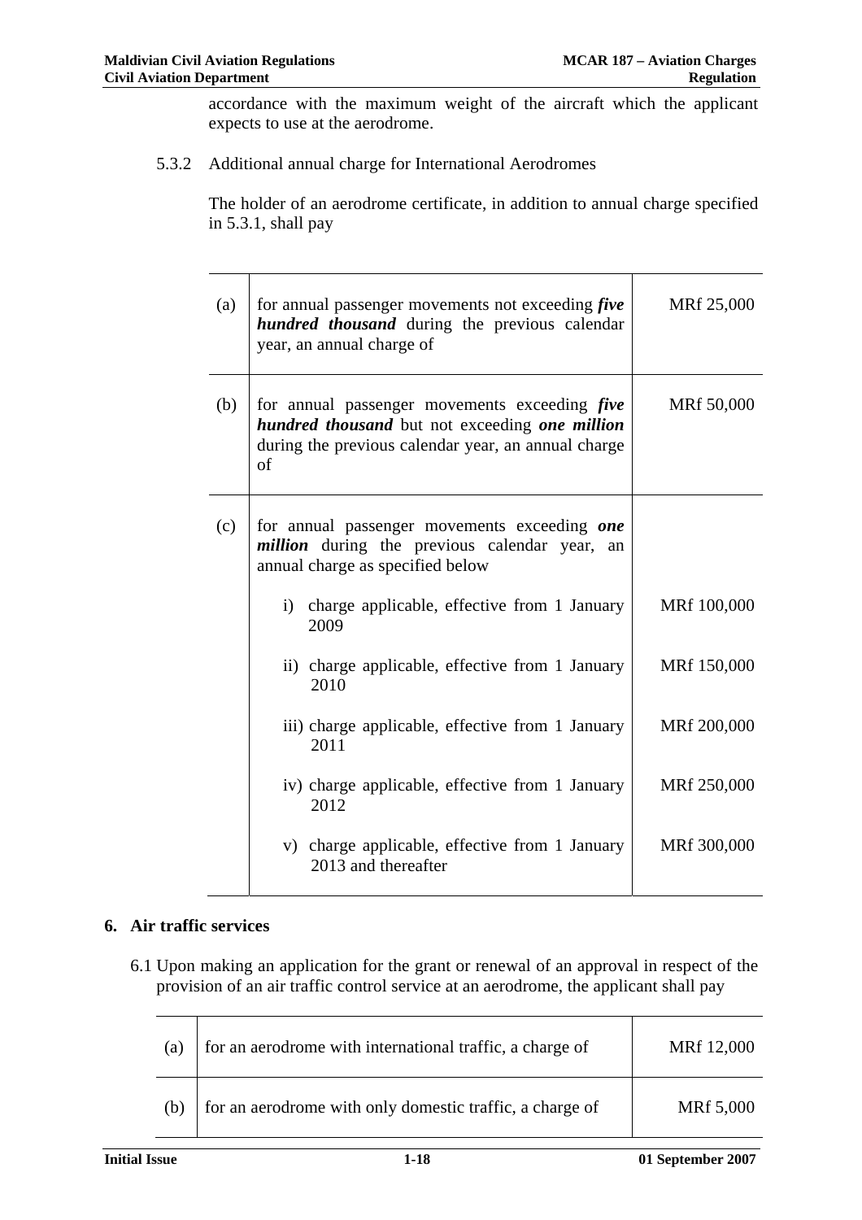accordance with the maximum weight of the aircraft which the applicant expects to use at the aerodrome.

5.3.2 Additional annual charge for International Aerodromes

The holder of an aerodrome certificate, in addition to annual charge specified in 5.3.1, shall pay

| | | |
|---|---|---|
| (a) | for annual passenger movements not exceeding ***five hundred thousand*** during the previous calendar year, an annual charge of | MRf 25,000 |
| (b) | for annual passenger movements exceeding ***five hundred thousand*** but not exceeding ***one million*** during the previous calendar year, an annual charge of | MRf 50,000 |
| (c) | for annual passenger movements exceeding ***one million*** during the previous calendar year, an annual charge as specified below | |
| | i) charge applicable, effective from 1 January 2009 | MRf 100,000 |
| | ii) charge applicable, effective from 1 January 2010 | MRf 150,000 |
| | iii) charge applicable, effective from 1 January 2011 | MRf 200,000 |
| | iv) charge applicable, effective from 1 January 2012 | MRf 250,000 |
| | v) charge applicable, effective from 1 January 2013 and thereafter | MRf 300,000 |

## 6. Air traffic services

6.1 Upon making an application for the grant or renewal of an approval in respect of the provision of an air traffic control service at an aerodrome, the applicant shall pay

| | | |
|---|---|---|
| (a) | for an aerodrome with international traffic, a charge of | MRf 12,000 |
| (b) | for an aerodrome with only domestic traffic, a charge of | MRf 5,000 |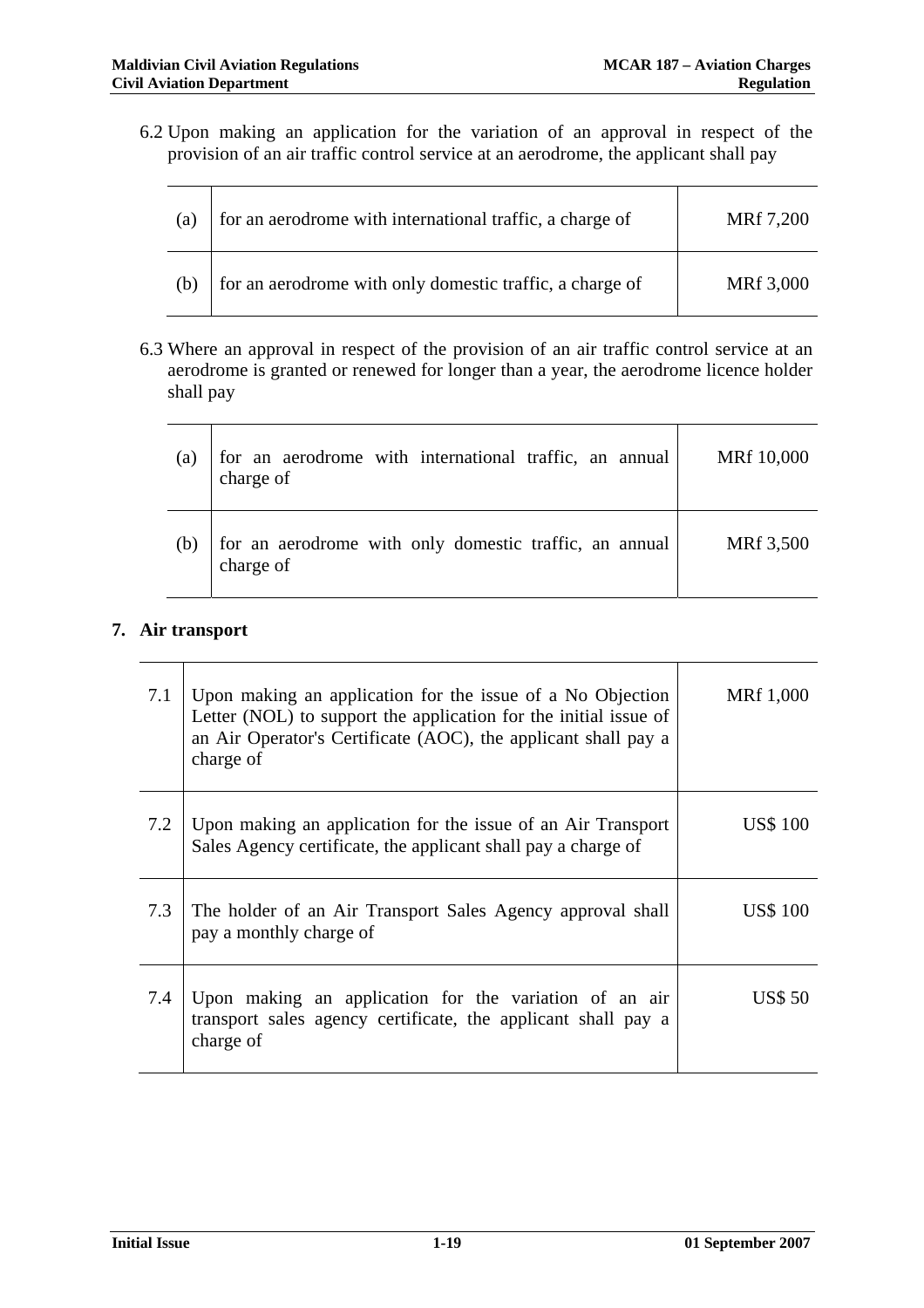6.2 Upon making an application for the variation of an approval in respect of the provision of an air traffic control service at an aerodrome, the applicant shall pay

| | | |
|---|---|---|
| (a) | for an aerodrome with international traffic, a charge of | MRf 7,200 |
| (b) | for an aerodrome with only domestic traffic, a charge of | MRf 3,000 |

6.3 Where an approval in respect of the provision of an air traffic control service at an aerodrome is granted or renewed for longer than a year, the aerodrome licence holder shall pay

| | | |
|---|---|---|
| (a) | for an aerodrome with international traffic, an annual charge of | MRf 10,000 |
| (b) | for an aerodrome with only domestic traffic, an annual charge of | MRf 3,500 |

## 7. Air transport

| | | |
|---|---|---|
| 7.1 | Upon making an application for the issue of a No Objection Letter (NOL) to support the application for the initial issue of an Air Operator's Certificate (AOC), the applicant shall pay a charge of | MRf 1,000 |
| 7.2 | Upon making an application for the issue of an Air Transport Sales Agency certificate, the applicant shall pay a charge of | US$ 100 |
| 7.3 | The holder of an Air Transport Sales Agency approval shall pay a monthly charge of | US$ 100 |
| 7.4 | Upon making an application for the variation of an air transport sales agency certificate, the applicant shall pay a charge of | US$ 50 |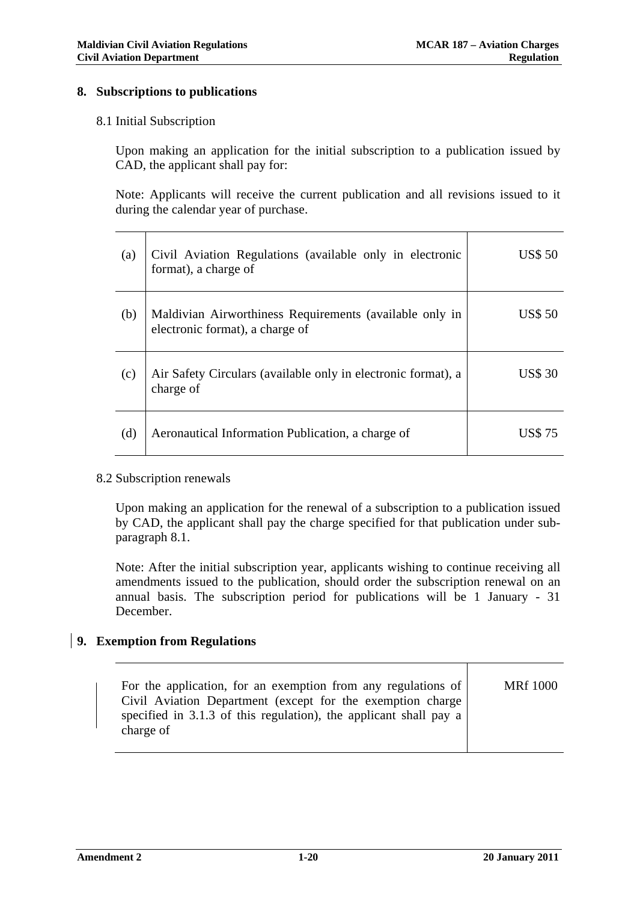## 8. Subscriptions to publications

8.1 Initial Subscription

Upon making an application for the initial subscription to a publication issued by CAD, the applicant shall pay for:

Note: Applicants will receive the current publication and all revisions issued to it during the calendar year of purchase.

| | | |
|---|---|---|
| (a) | Civil Aviation Regulations (available only in electronic format), a charge of | US$ 50 |
| (b) | Maldivian Airworthiness Requirements (available only in electronic format), a charge of | US$ 50 |
| (c) | Air Safety Circulars (available only in electronic format), a charge of | US$ 30 |
| (d) | Aeronautical Information Publication, a charge of | US$ 75 |

8.2 Subscription renewals

Upon making an application for the renewal of a subscription to a publication issued by CAD, the applicant shall pay the charge specified for that publication under sub-paragraph 8.1.

Note: After the initial subscription year, applicants wishing to continue receiving all amendments issued to the publication, should order the subscription renewal on an annual basis. The subscription period for publications will be 1 January - 31 December.

## 9. Exemption from Regulations

| | |
|---|---|
| For the application, for an exemption from any regulations of Civil Aviation Department (except for the exemption charge specified in 3.1.3 of this regulation), the applicant shall pay a charge of | MRf 1000 |